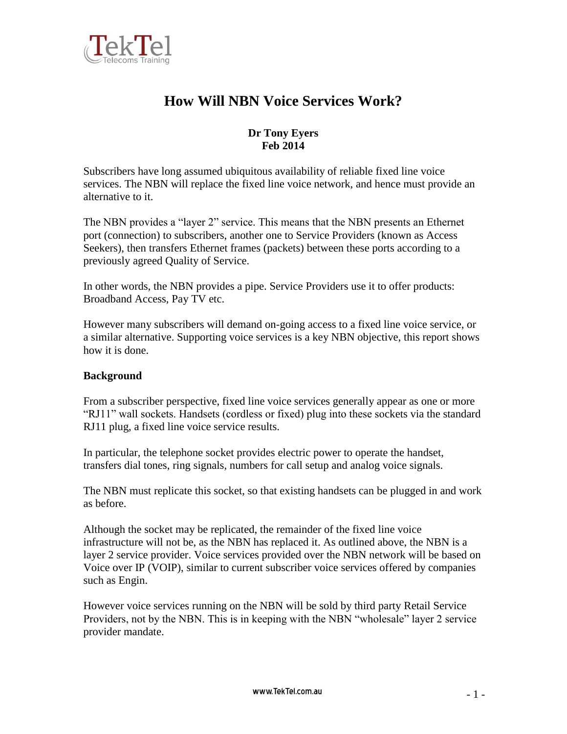# How Will NBN Voice Services Work?

**Dr Tony Eyers**
**Feb 2014**

Subscribers have long assumed ubiquitous availability of reliable fixed line voice services. The NBN will replace the fixed line voice network, and hence must provide an alternative to it.

The NBN provides a "layer 2" service. This means that the NBN presents an Ethernet port (connection) to subscribers, another one to Service Providers (known as Access Seekers), then transfers Ethernet frames (packets) between these ports according to a previously agreed Quality of Service.

In other words, the NBN provides a pipe. Service Providers use it to offer products: Broadband Access, Pay TV etc.

However many subscribers will demand on-going access to a fixed line voice service, or a similar alternative. Supporting voice services is a key NBN objective, this report shows how it is done.

## Background

From a subscriber perspective, fixed line voice services generally appear as one or more "RJ11" wall sockets. Handsets (cordless or fixed) plug into these sockets via the standard RJ11 plug, a fixed line voice service results.

In particular, the telephone socket provides electric power to operate the handset, transfers dial tones, ring signals, numbers for call setup and analog voice signals.

The NBN must replicate this socket, so that existing handsets can be plugged in and work as before.

Although the socket may be replicated, the remainder of the fixed line voice infrastructure will not be, as the NBN has replaced it. As outlined above, the NBN is a layer 2 service provider. Voice services provided over the NBN network will be based on Voice over IP (VOIP), similar to current subscriber voice services offered by companies such as Engin.

However voice services running on the NBN will be sold by third party Retail Service Providers, not by the NBN. This is in keeping with the NBN "wholesale" layer 2 service provider mandate.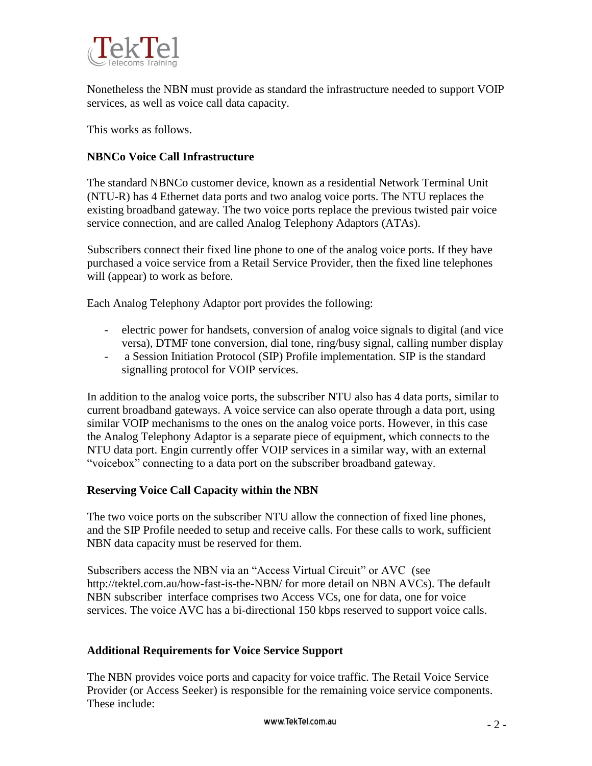Nonetheless the NBN must provide as standard the infrastructure needed to support VOIP services, as well as voice call data capacity.

This works as follows.

**NBNCo Voice Call Infrastructure**

The standard NBNCo customer device, known as a residential Network Terminal Unit (NTU-R) has 4 Ethernet data ports and two analog voice ports. The NTU replaces the existing broadband gateway. The two voice ports replace the previous twisted pair voice service connection, and are called Analog Telephony Adaptors (ATAs).

Subscribers connect their fixed line phone to one of the analog voice ports. If they have purchased a voice service from a Retail Service Provider, then the fixed line telephones will (appear) to work as before.

Each Analog Telephony Adaptor port provides the following:

- electric power for handsets, conversion of analog voice signals to digital (and vice versa), DTMF tone conversion, dial tone, ring/busy signal, calling number display
- a Session Initiation Protocol (SIP) Profile implementation. SIP is the standard signalling protocol for VOIP services.

In addition to the analog voice ports, the subscriber NTU also has 4 data ports, similar to current broadband gateways. A voice service can also operate through a data port, using similar VOIP mechanisms to the ones on the analog voice ports. However, in this case the Analog Telephony Adaptor is a separate piece of equipment, which connects to the NTU data port. Engin currently offer VOIP services in a similar way, with an external "voicebox" connecting to a data port on the subscriber broadband gateway.

**Reserving Voice Call Capacity within the NBN**

The two voice ports on the subscriber NTU allow the connection of fixed line phones, and the SIP Profile needed to setup and receive calls. For these calls to work, sufficient NBN data capacity must be reserved for them.

Subscribers access the NBN via an "Access Virtual Circuit" or AVC (see http://tektel.com.au/how-fast-is-the-NBN/ for more detail on NBN AVCs). The default NBN subscriber interface comprises two Access VCs, one for data, one for voice services. The voice AVC has a bi-directional 150 kbps reserved to support voice calls.

**Additional Requirements for Voice Service Support**

The NBN provides voice ports and capacity for voice traffic. The Retail Voice Service Provider (or Access Seeker) is responsible for the remaining voice service components. These include: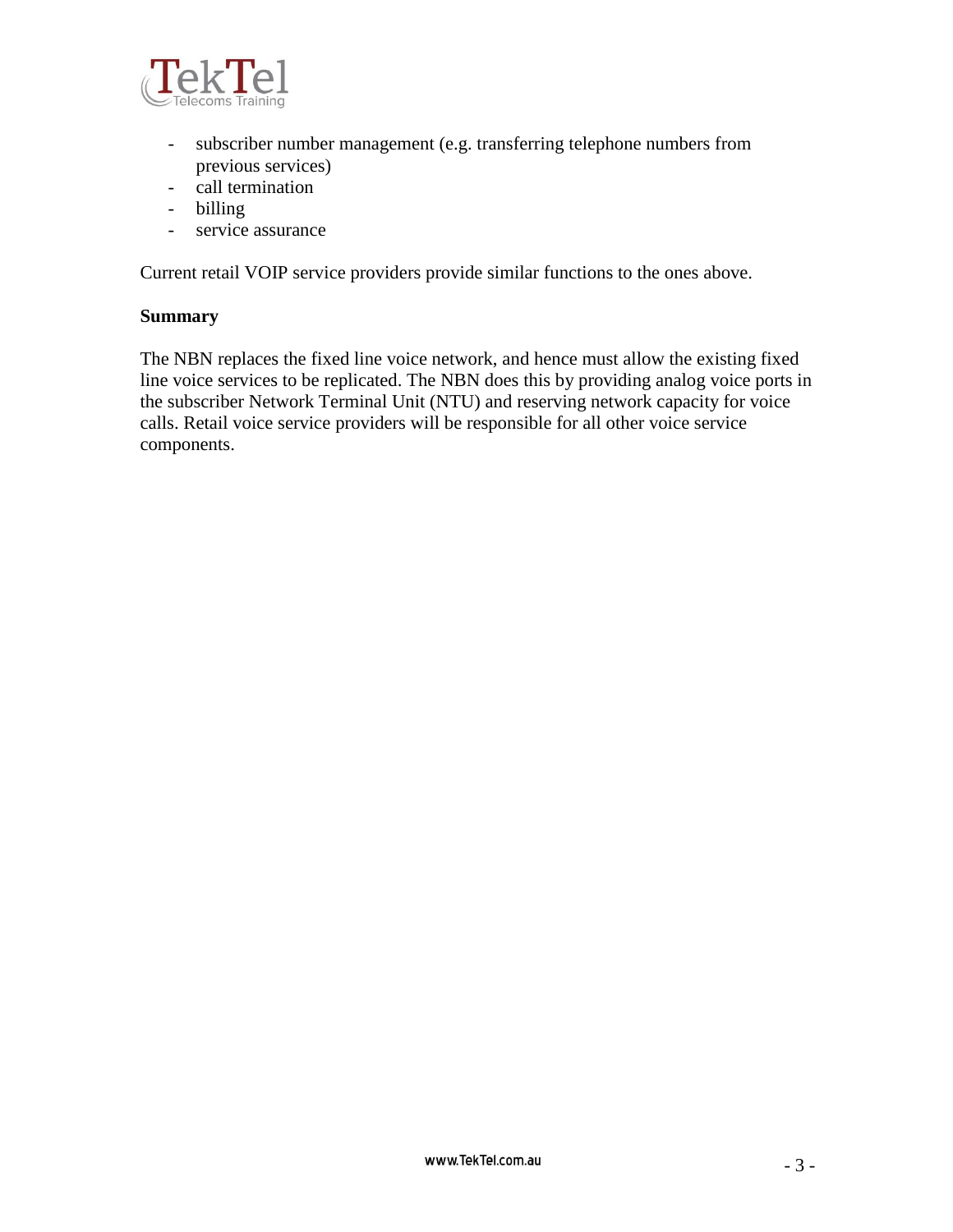- subscriber number management (e.g. transferring telephone numbers from previous services)
- call termination
- billing
- service assurance

Current retail VOIP service providers provide similar functions to the ones above.

**Summary**

The NBN replaces the fixed line voice network, and hence must allow the existing fixed line voice services to be replicated. The NBN does this by providing analog voice ports in the subscriber Network Terminal Unit (NTU) and reserving network capacity for voice calls. Retail voice service providers will be responsible for all other voice service components.